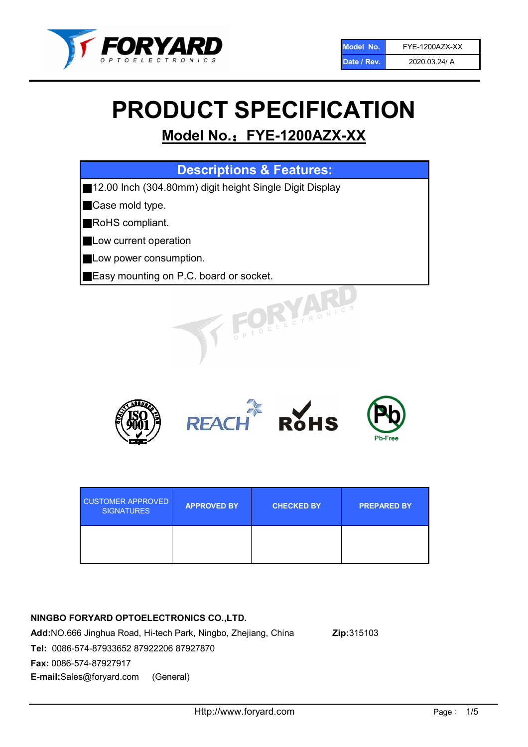| Model No. | FYE-1200AZX-XX |
| --- | --- |
| Date / Rev. | 2020.03.24/ A |

# PRODUCT SPECIFICATION

## Model No.：FYE-1200AZX-XX

| Descriptions & Features: |
| --- |
| ■12.00 Inch (304.80mm) digit height Single Digit Display |
| ■Case mold type. |
| ■RoHS compliant. |
| ■Low current operation |
| ■Low power consumption. |
| ■Easy mounting on P.C. board or socket. |

| CUSTOMER APPROVED SIGNATURES | APPROVED BY | CHECKED BY | PREPARED BY |
| --- | --- | --- | --- |
| | | | |

**NINGBO FORYARD OPTOELECTRONICS CO.,LTD.**

**Add:**NO.666 Jinghua Road, Hi-tech Park, Ningbo, Zhejiang, China **Zip:**315103

**Tel:** 0086-574-87933652 87922206 87927870

**Fax:** 0086-574-87927917

**E-mail:**Sales@foryard.com (General)

Http://www.foryard.com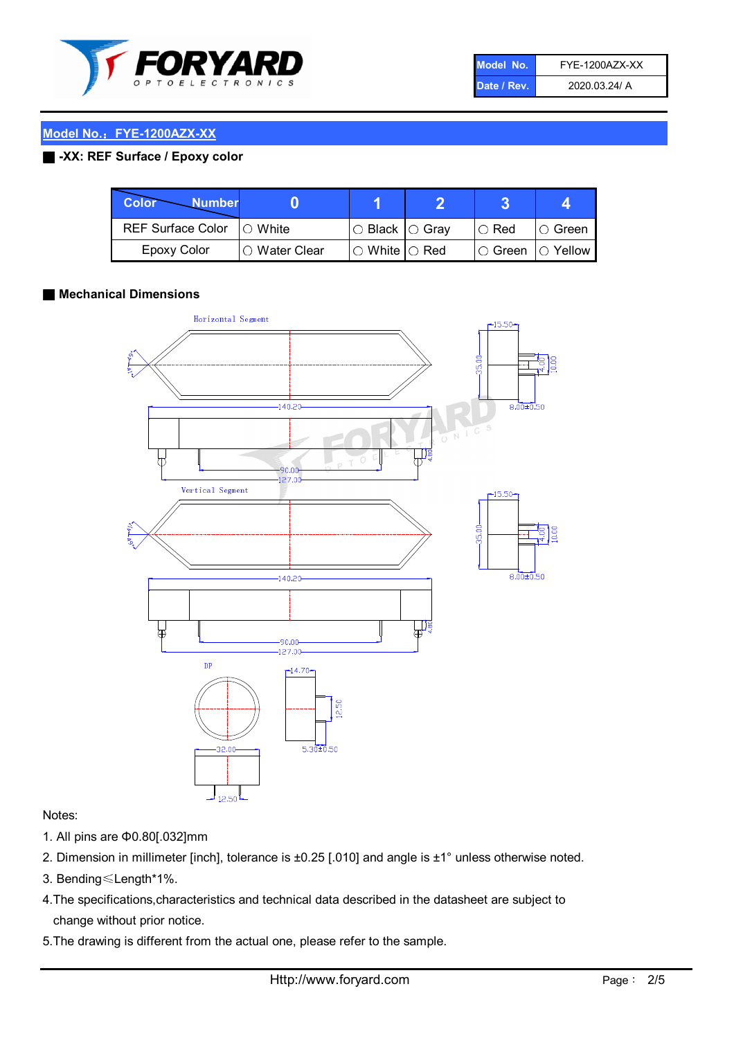| Model No. | FYE-1200AZX-XX |
|---|---|
| Date / Rev. | 2020.03.24/ A |

## Model No.：FYE-1200AZX-XX

### -XX: REF Surface / Epoxy color

| Color \ Number | 0 | 1 | 2 | 3 | 4 |
|---|---|---|---|---|---|
| REF Surface Color | ○ White | ○ Black | ○ Gray | ○ Red | ○ Green |
| Epoxy Color | ○ Water Clear | ○ White | ○ Red | ○ Green | ○ Yellow |

### Mechanical Dimensions

Horizontal Segment

140.20, 90.00, 127.00, 4.80, 15.50, 35.00, 4.00, 10.00, 8.00±0.50

Vertical Segment

140.20, 90.00, 127.00, 4.80, 15.50, 35.00, 4.00, 10.00, 8.00±0.50

DP

32.00, 12.50, 14.70, 12.50, 5.30±0.50

Notes:

1. All pins are Φ0.80[.032]mm
2. Dimension in millimeter [inch], tolerance is ±0.25 [.010] and angle is ±1° unless otherwise noted.
3. Bending≤Length*1%.
4. The specifications,characteristics and technical data described in the datasheet are subject to change without prior notice.
5. The drawing is different from the actual one, please refer to the sample.

Http://www.foryard.com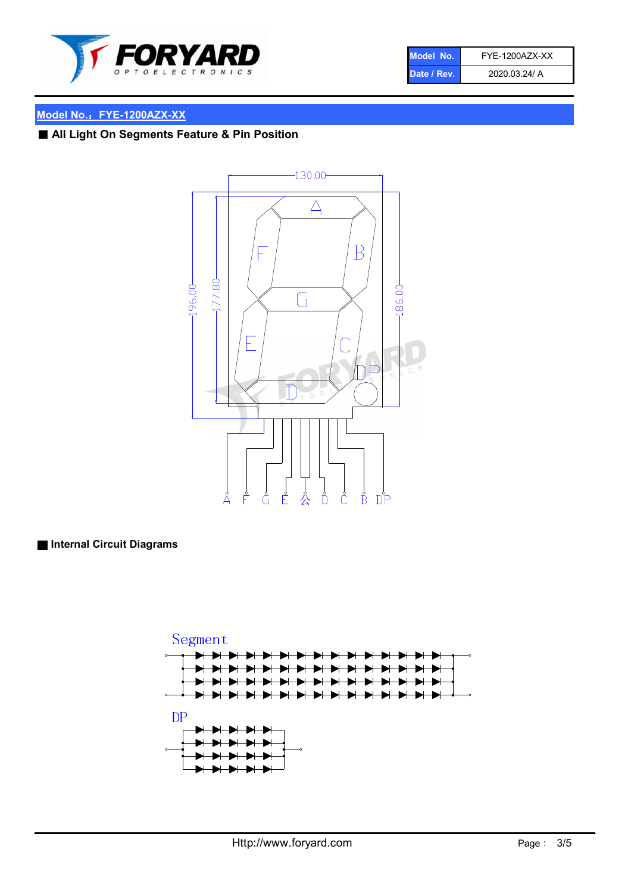| Model No. | FYE-1200AZX-XX |
| --- | --- |
| Date / Rev. | 2020.03.24/ A |

## Model No.：FYE-1200AZX-XX

### ■ All Light On Segments Feature & Pin Position

130.00

196.00

177.80

186.00

A F G E 公 D C B DP

### ■ Internal Circuit Diagrams

Segment

DP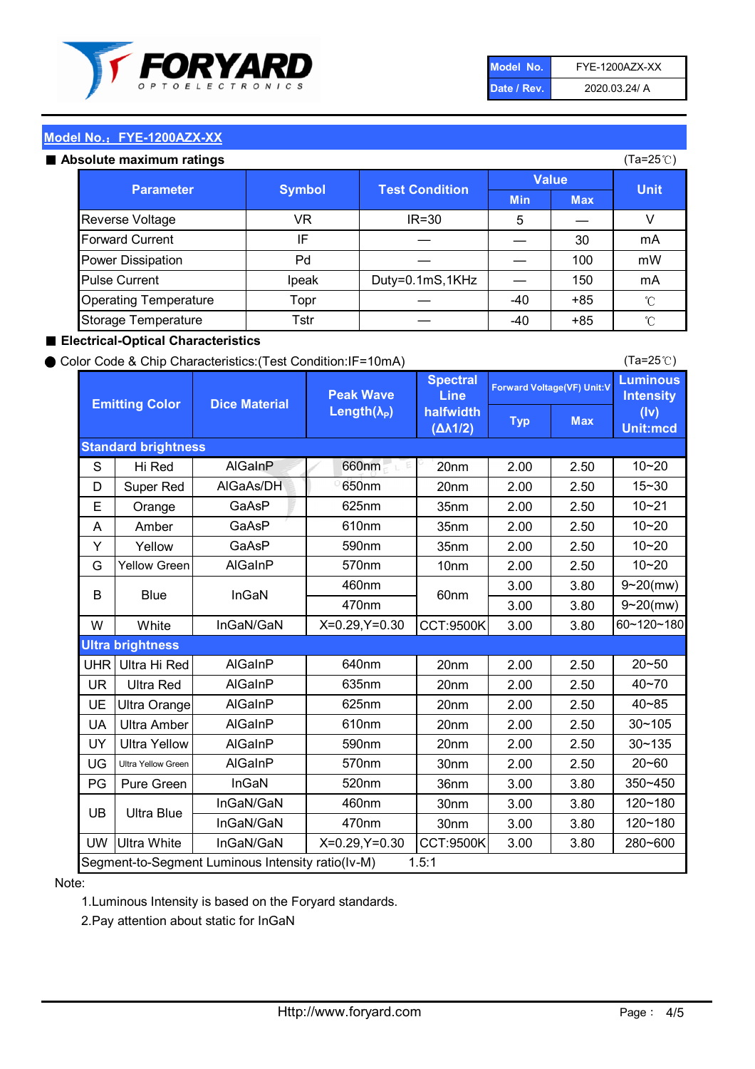| Model No. | FYE-1200AZX-XX |
|---|---|
| Date / Rev. | 2020.03.24/ A |

## Model No.：FYE-1200AZX-XX

### ■ Absolute maximum ratings

(Ta=25℃)

| Parameter | Symbol | Test Condition | Value | | Unit |
|---|---|---|---|---|---|
| | | | Min | Max | |
| Reverse Voltage | VR | IR=30 | 5 | — | V |
| Forward Current | IF | — | — | 30 | mA |
| Power Dissipation | Pd | — | — | 100 | mW |
| Pulse Current | Ipeak | Duty=0.1mS,1KHz | — | 150 | mA |
| Operating Temperature | Topr | — | -40 | +85 | ℃ |
| Storage Temperature | Tstr | — | -40 | +85 | ℃ |

### ■ Electrical-Optical Characteristics

● Color Code & Chip Characteristics:(Test Condition:IF=10mA)

(Ta=25℃)

| Emitting Color | | Dice Material | Peak Wave Length($\lambda_P$) | Spectral Line halfwidth ($\Delta\lambda 1/2$) | Forward Voltage(VF) Unit:V | | Luminous Intensity (Iv) Unit:mcd |
|---|---|---|---|---|---|---|---|
| | | | | | Typ | Max | |
| **Standard brightness** | | | | | | | |
| S | Hi Red | AlGaInP | 660nm | 20nm | 2.00 | 2.50 | 10~20 |
| D | Super Red | AlGaAs/DH | 650nm | 20nm | 2.00 | 2.50 | 15~30 |
| E | Orange | GaAsP | 625nm | 35nm | 2.00 | 2.50 | 10~21 |
| A | Amber | GaAsP | 610nm | 35nm | 2.00 | 2.50 | 10~20 |
| Y | Yellow | GaAsP | 590nm | 35nm | 2.00 | 2.50 | 10~20 |
| G | Yellow Green | AlGaInP | 570nm | 10nm | 2.00 | 2.50 | 10~20 |
| B | Blue | InGaN | 460nm | 60nm | 3.00 | 3.80 | 9~20(mw) |
| | | | 470nm | | 3.00 | 3.80 | 9~20(mw) |
| W | White | InGaN/GaN | X=0.29,Y=0.30 | CCT:9500K | 3.00 | 3.80 | 60~120~180 |
| **Ultra brightness** | | | | | | | |
| UHR | Ultra Hi Red | AlGaInP | 640nm | 20nm | 2.00 | 2.50 | 20~50 |
| UR | Ultra Red | AlGaInP | 635nm | 20nm | 2.00 | 2.50 | 40~70 |
| UE | Ultra Orange | AlGaInP | 625nm | 20nm | 2.00 | 2.50 | 40~85 |
| UA | Ultra Amber | AlGaInP | 610nm | 20nm | 2.00 | 2.50 | 30~105 |
| UY | Ultra Yellow | AlGaInP | 590nm | 20nm | 2.00 | 2.50 | 30~135 |
| UG | Ultra Yellow Green | AlGaInP | 570nm | 30nm | 2.00 | 2.50 | 20~60 |
| PG | Pure Green | InGaN | 520nm | 36nm | 3.00 | 3.80 | 350~450 |
| UB | Ultra Blue | InGaN/GaN | 460nm | 30nm | 3.00 | 3.80 | 120~180 |
| | | InGaN/GaN | 470nm | 30nm | 3.00 | 3.80 | 120~180 |
| UW | Ultra White | InGaN/GaN | X=0.29,Y=0.30 | CCT:9500K | 3.00 | 3.80 | 280~600 |
| Segment-to-Segment Luminous Intensity ratio(Iv-M) | | | | 1.5:1 | | | |

Note:

1.Luminous Intensity is based on the Foryard standards.

2.Pay attention about static for InGaN

Http://www.foryard.com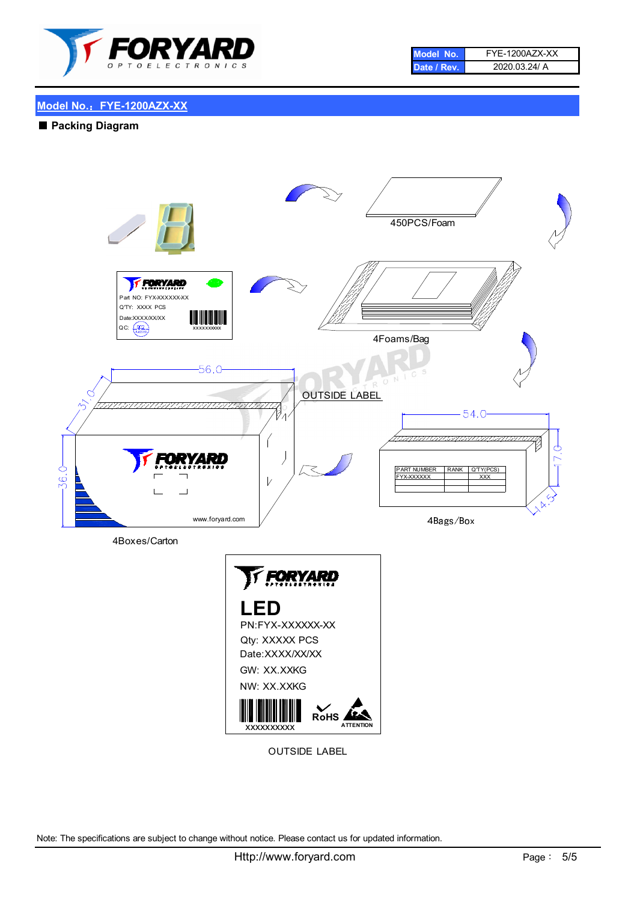| Model No. | FYE-1200AZX-XX |
| --- | --- |
| Date / Rev. | 2020.03.24/ A |

## Model No.：FYE-1200AZX-XX

■ **Packing Diagram**

450PCS/Foam

Part NO: FYX-XXXXXXX-XX
Q'TY: XXXX PCS
Date:XXXX/XX/XX
QC:
XXXXXXXXXX

4Foams/Bag

56.0
31.0
36.0
OUTSIDE LABEL
www.foryard.com

54.0
17.0
14.5

| PART NUMBER | RANK | Q'TY(PCS) |
| --- | --- | --- |
| FYX-XXXXXX | | XXX |
| | | |
| | | |

4Boxes/Carton

4Bags/Box

LED
PN:FYX-XXXXXX-XX
Qty: XXXXX PCS
Date:XXXX/XX/XX
GW: XX.XXKG
NW: XX.XXKG
XXXXXXXXXX
RoHS
ATTENTION

OUTSIDE LABEL

Note: The specifications are subject to change without notice. Please contact us for updated information.